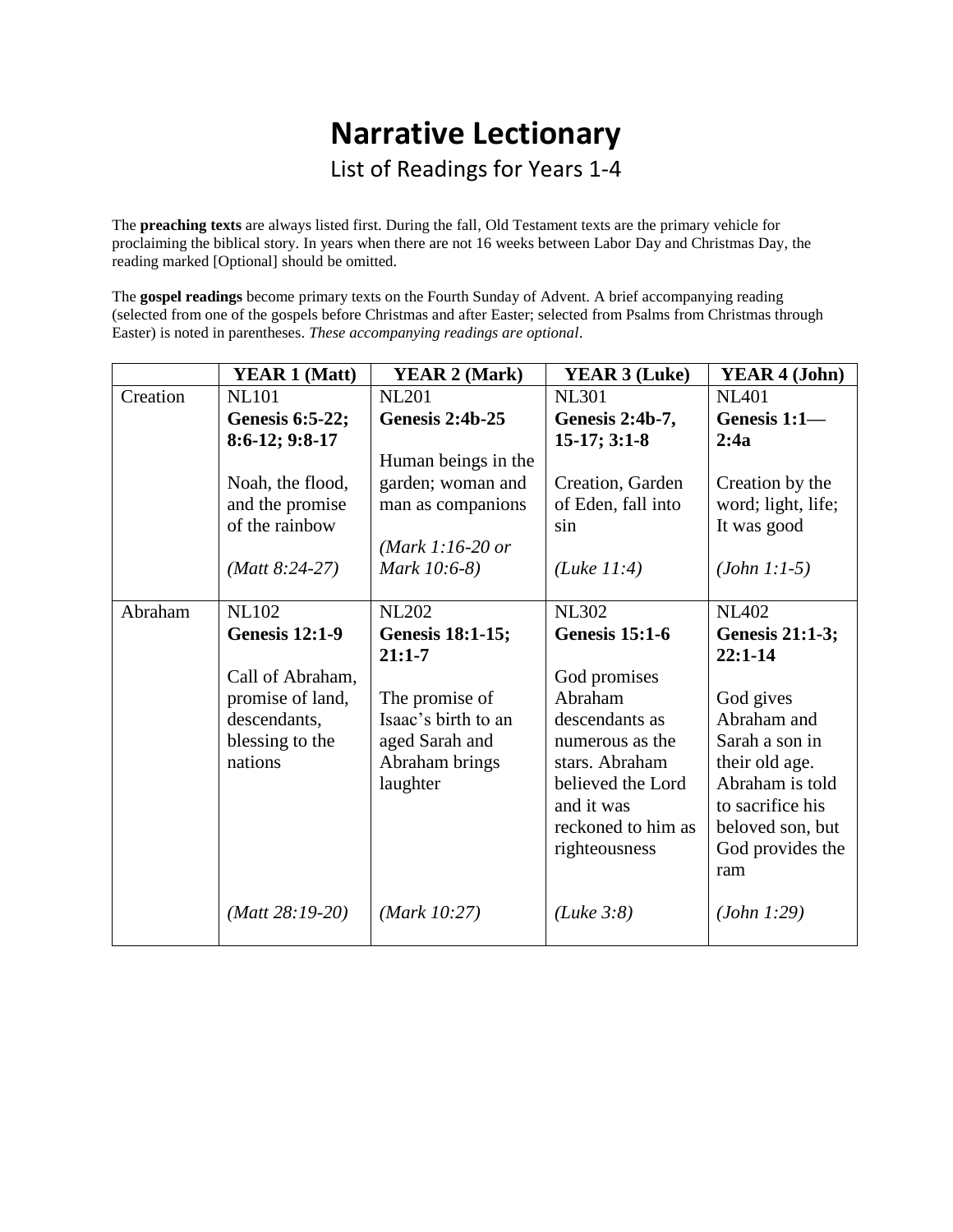# Narrative Lectionary

List of Readings for Years 1-4

The **preaching texts** are always listed first. During the fall, Old Testament texts are the primary vehicle for proclaiming the biblical story. In years when there are not 16 weeks between Labor Day and Christmas Day, the reading marked [Optional] should be omitted.

The **gospel readings** become primary texts on the Fourth Sunday of Advent. A brief accompanying reading (selected from one of the gospels before Christmas and after Easter; selected from Psalms from Christmas through Easter) is noted in parentheses. *These accompanying readings are optional*.

| | YEAR 1 (Matt) | YEAR 2 (Mark) | YEAR 3 (Luke) | YEAR 4 (John) |
|---|---|---|---|---|
| Creation | NL101<br>**Genesis 6:5-22; 8:6-12; 9:8-17**<br><br>Noah, the flood, and the promise of the rainbow<br><br>*(Matt 8:24-27)* | NL201<br>**Genesis 2:4b-25**<br><br>Human beings in the garden; woman and man as companions<br><br>*(Mark 1:16-20 or Mark 10:6-8)* | NL301<br>**Genesis 2:4b-7, 15-17; 3:1-8**<br><br>Creation, Garden of Eden, fall into sin<br><br>*(Luke 11:4)* | NL401<br>**Genesis 1:1—2:4a**<br><br>Creation by the word; light, life; It was good<br><br>*(John 1:1-5)* |
| Abraham | NL102<br>**Genesis 12:1-9**<br><br>Call of Abraham, promise of land, descendants, blessing to the nations<br><br>*(Matt 28:19-20)* | NL202<br>**Genesis 18:1-15; 21:1-7**<br><br>The promise of Isaac's birth to an aged Sarah and Abraham brings laughter<br><br>*(Mark 10:27)* | NL302<br>**Genesis 15:1-6**<br><br>God promises Abraham descendants as numerous as the stars. Abraham believed the Lord and it was reckoned to him as righteousness<br><br>*(Luke 3:8)* | NL402<br>**Genesis 21:1-3; 22:1-14**<br><br>God gives Abraham and Sarah a son in their old age. Abraham is told to sacrifice his beloved son, but God provides the ram<br><br>*(John 1:29)* |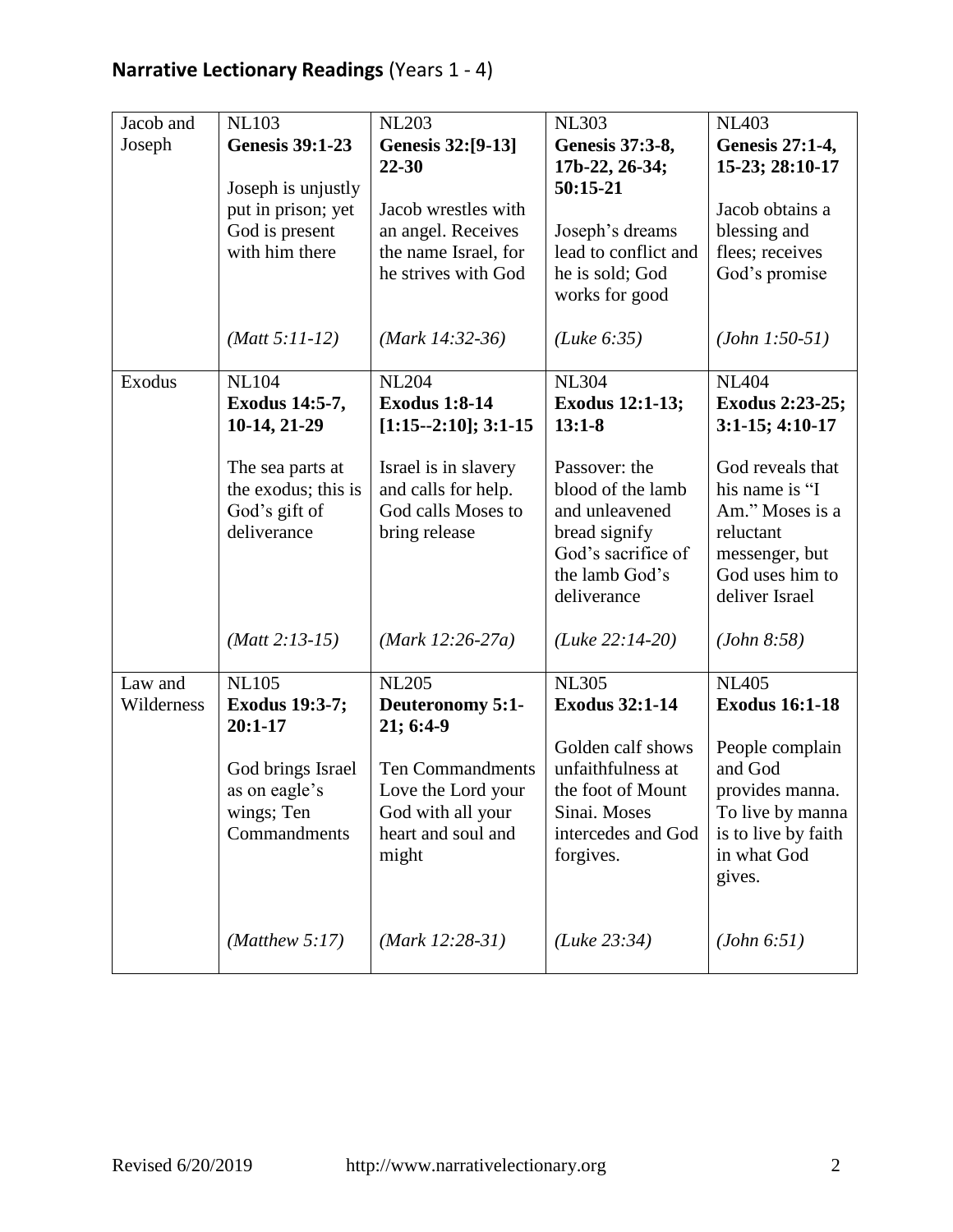## **Narrative Lectionary Readings** (Years 1 - 4)

| | | | | |
|---|---|---|---|---|
| Jacob and Joseph | NL103<br>**Genesis 39:1-23**<br><br>Joseph is unjustly put in prison; yet God is present with him there<br><br>*(Matt 5:11-12)* | NL203<br>**Genesis 32:[9-13] 22-30**<br><br>Jacob wrestles with an angel. Receives the name Israel, for he strives with God<br><br>*(Mark 14:32-36)* | NL303<br>**Genesis 37:3-8, 17b-22, 26-34; 50:15-21**<br><br>Joseph's dreams lead to conflict and he is sold; God works for good<br><br>*(Luke 6:35)* | NL403<br>**Genesis 27:1-4, 15-23; 28:10-17**<br><br>Jacob obtains a blessing and flees; receives God's promise<br><br>*(John 1:50-51)* |
| Exodus | NL104<br>**Exodus 14:5-7, 10-14, 21-29**<br><br>The sea parts at the exodus; this is God's gift of deliverance<br><br>*(Matt 2:13-15)* | NL204<br>**Exodus 1:8-14 [1:15--2:10]; 3:1-15**<br><br>Israel is in slavery and calls for help. God calls Moses to bring release<br><br>*(Mark 12:26-27a)* | NL304<br>**Exodus 12:1-13; 13:1-8**<br><br>Passover: the blood of the lamb and unleavened bread signify God's sacrifice of the lamb God's deliverance<br><br>*(Luke 22:14-20)* | NL404<br>**Exodus 2:23-25; 3:1-15; 4:10-17**<br><br>God reveals that his name is "I Am." Moses is a reluctant messenger, but God uses him to deliver Israel<br><br>*(John 8:58)* |
| Law and Wilderness | NL105<br>**Exodus 19:3-7; 20:1-17**<br><br>God brings Israel as on eagle's wings; Ten Commandments<br><br>*(Matthew 5:17)* | NL205<br>**Deuteronomy 5:1-21; 6:4-9**<br><br>Ten Commandments Love the Lord your God with all your heart and soul and might<br><br>*(Mark 12:28-31)* | NL305<br>**Exodus 32:1-14**<br><br>Golden calf shows unfaithfulness at the foot of Mount Sinai. Moses intercedes and God forgives.<br><br>*(Luke 23:34)* | NL405<br>**Exodus 16:1-18**<br><br>People complain and God provides manna. To live by manna is to live by faith in what God gives.<br><br>*(John 6:51)* |

Revised 6/20/2019 http://www.narrativelectionary.org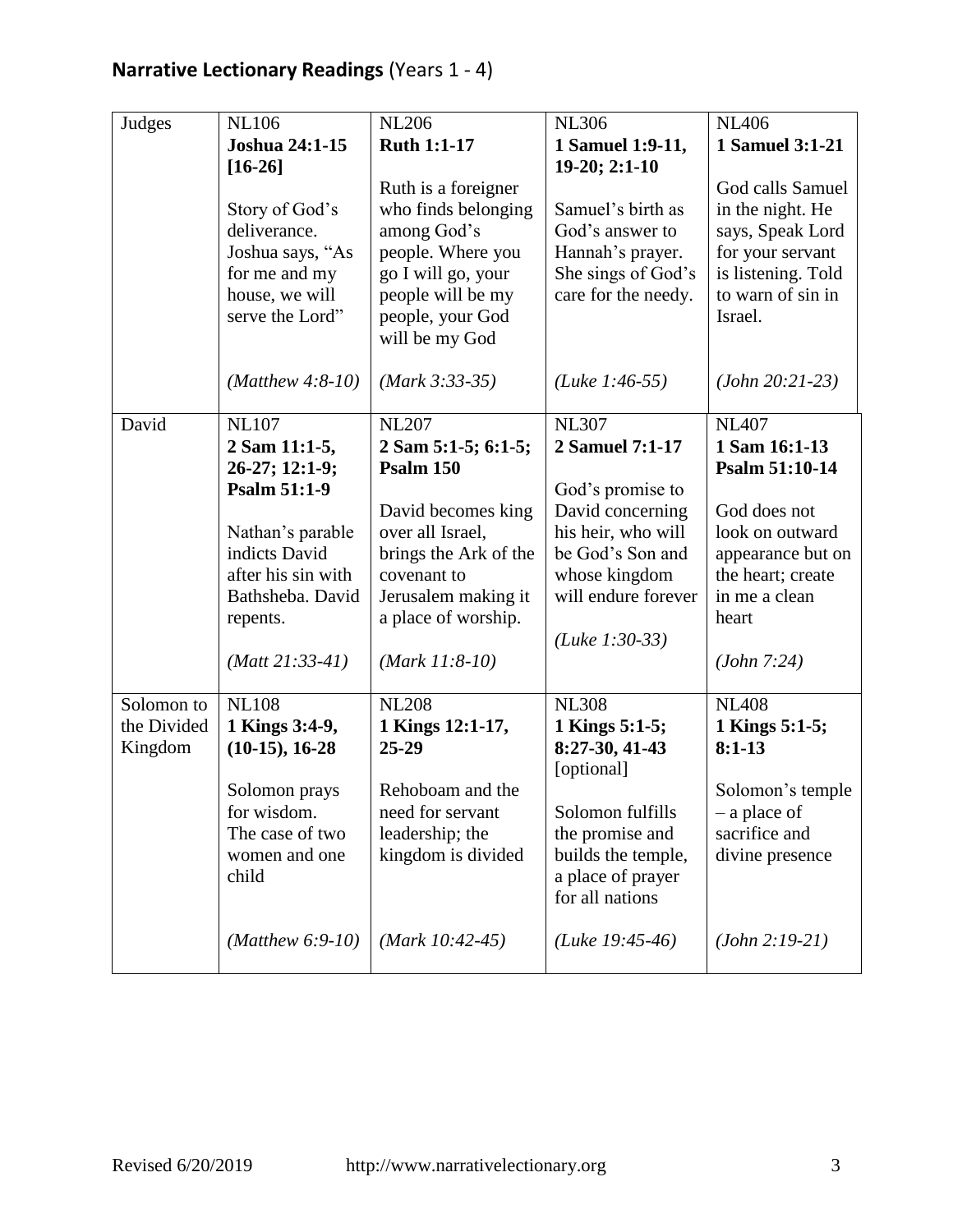## **Narrative Lectionary Readings** (Years 1 - 4)

| | | | | |
|---|---|---|---|---|
| Judges | NL106<br>**Joshua 24:1-15 [16-26]**<br><br>Story of God's deliverance. Joshua says, "As for me and my house, we will serve the Lord"<br><br>*(Matthew 4:8-10)* | NL206<br>**Ruth 1:1-17**<br><br>Ruth is a foreigner who finds belonging among God's people. Where you go I will go, your people will be my people, your God will be my God<br><br>*(Mark 3:33-35)* | NL306<br>**1 Samuel 1:9-11, 19-20; 2:1-10**<br><br>Samuel's birth as God's answer to Hannah's prayer. She sings of God's care for the needy.<br><br>*(Luke 1:46-55)* | NL406<br>**1 Samuel 3:1-21**<br><br>God calls Samuel in the night. He says, Speak Lord for your servant is listening. Told to warn of sin in Israel.<br><br>*(John 20:21-23)* |
| David | NL107<br>**2 Sam 11:1-5, 26-27; 12:1-9; Psalm 51:1-9**<br><br>Nathan's parable indicts David after his sin with Bathsheba. David repents.<br><br>*(Matt 21:33-41)* | NL207<br>**2 Sam 5:1-5; 6:1-5; Psalm 150**<br><br>David becomes king over all Israel, brings the Ark of the covenant to Jerusalem making it a place of worship.<br><br>*(Mark 11:8-10)* | NL307<br>**2 Samuel 7:1-17**<br><br>God's promise to David concerning his heir, who will be God's Son and whose kingdom will endure forever<br><br>*(Luke 1:30-33)* | NL407<br>**1 Sam 16:1-13 Psalm 51:10-14**<br><br>God does not look on outward appearance but on the heart; create in me a clean heart<br><br>*(John 7:24)* |
| Solomon to the Divided Kingdom | NL108<br>**1 Kings 3:4-9, (10-15), 16-28**<br><br>Solomon prays for wisdom. The case of two women and one child<br><br>*(Matthew 6:9-10)* | NL208<br>**1 Kings 12:1-17, 25-29**<br><br>Rehoboam and the need for servant leadership; the kingdom is divided<br><br>*(Mark 10:42-45)* | NL308<br>**1 Kings 5:1-5; 8:27-30, 41-43** [optional]<br><br>Solomon fulfills the promise and builds the temple, a place of prayer for all nations<br><br>*(Luke 19:45-46)* | NL408<br>**1 Kings 5:1-5; 8:1-13**<br><br>Solomon's temple – a place of sacrifice and divine presence<br><br>*(John 2:19-21)* |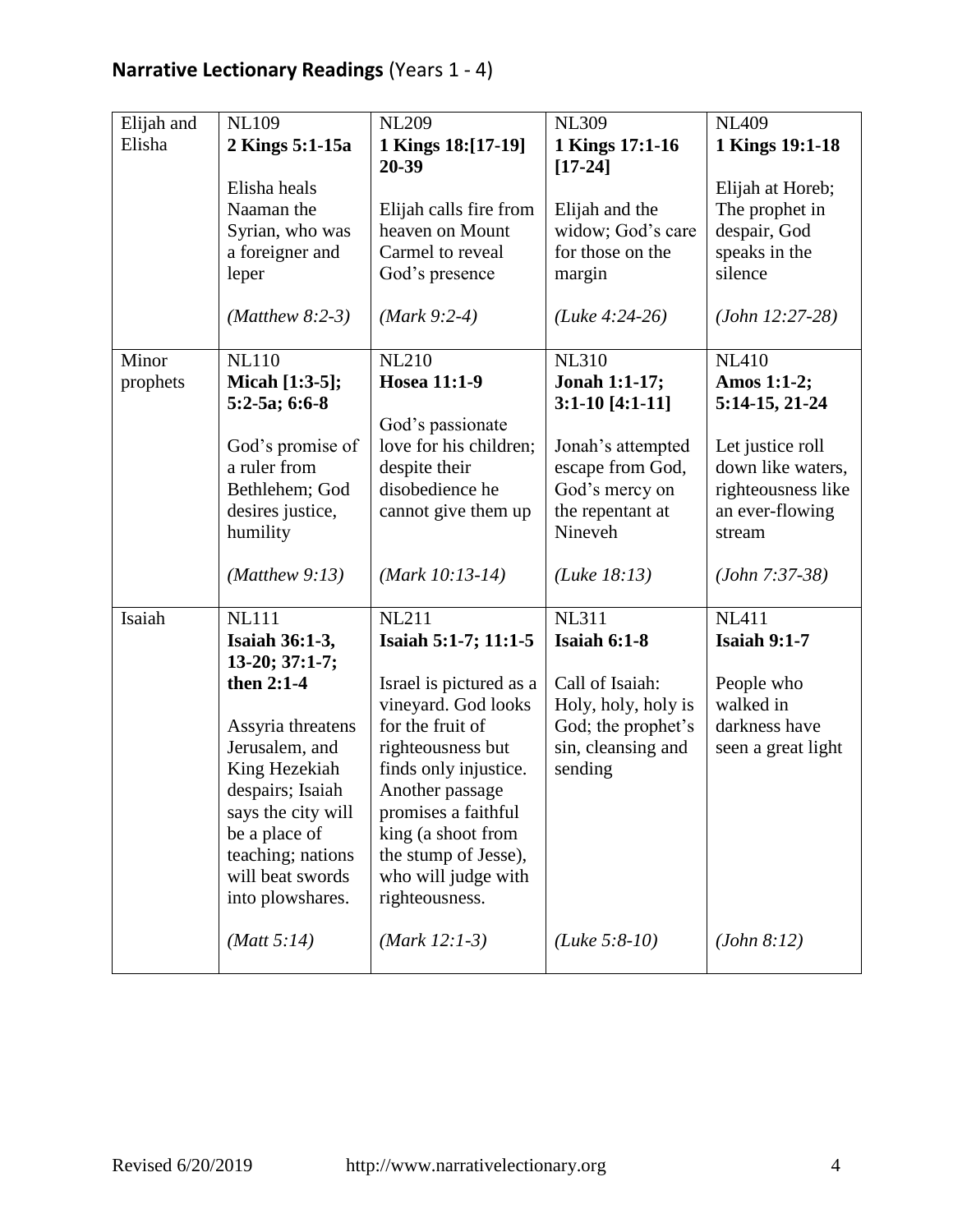## **Narrative Lectionary Readings** (Years 1 - 4)

| | | | | |
|---|---|---|---|---|
| Elijah and Elisha | NL109<br>**2 Kings 5:1-15a**<br><br>Elisha heals Naaman the Syrian, who was a foreigner and leper<br><br>*(Matthew 8:2-3)* | NL209<br>**1 Kings 18:[17-19] 20-39**<br><br>Elijah calls fire from heaven on Mount Carmel to reveal God's presence<br><br>*(Mark 9:2-4)* | NL309<br>**1 Kings 17:1-16 [17-24]**<br><br>Elijah and the widow; God's care for those on the margin<br><br>*(Luke 4:24-26)* | NL409<br>**1 Kings 19:1-18**<br><br>Elijah at Horeb; The prophet in despair, God speaks in the silence<br><br>*(John 12:27-28)* |
| Minor prophets | NL110<br>**Micah [1:3-5]; 5:2-5a; 6:6-8**<br><br>God's promise of a ruler from Bethlehem; God desires justice, humility<br><br>*(Matthew 9:13)* | NL210<br>**Hosea 11:1-9**<br><br>God's passionate love for his children; despite their disobedience he cannot give them up<br><br>*(Mark 10:13-14)* | NL310<br>**Jonah 1:1-17; 3:1-10 [4:1-11]**<br><br>Jonah's attempted escape from God, God's mercy on the repentant at Nineveh<br><br>*(Luke 18:13)* | NL410<br>**Amos 1:1-2; 5:14-15, 21-24**<br><br>Let justice roll down like waters, righteousness like an ever-flowing stream<br><br>*(John 7:37-38)* |
| Isaiah | NL111<br>**Isaiah 36:1-3, 13-20; 37:1-7; then 2:1-4**<br><br>Assyria threatens Jerusalem, and King Hezekiah despairs; Isaiah says the city will be a place of teaching; nations will beat swords into plowshares.<br><br>*(Matt 5:14)* | NL211<br>**Isaiah 5:1-7; 11:1-5**<br><br>Israel is pictured as a vineyard. God looks for the fruit of righteousness but finds only injustice. Another passage promises a faithful king (a shoot from the stump of Jesse), who will judge with righteousness.<br><br>*(Mark 12:1-3)* | NL311<br>**Isaiah 6:1-8**<br><br>Call of Isaiah: Holy, holy, holy is God; the prophet's sin, cleansing and sending<br><br>*(Luke 5:8-10)* | NL411<br>**Isaiah 9:1-7**<br><br>People who walked in darkness have seen a great light<br><br>*(John 8:12)* |

Revised 6/20/2019 http://www.narrativelectionary.org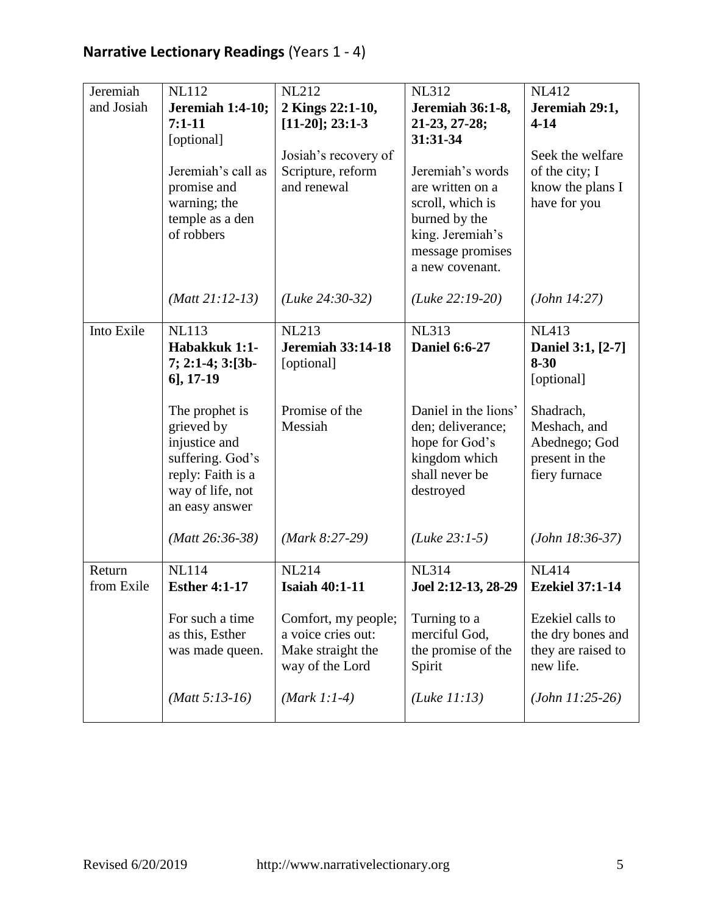## **Narrative Lectionary Readings** (Years 1 - 4)

| | | | | |
|---|---|---|---|---|
| Jeremiah and Josiah | NL112<br>**Jeremiah 1:4-10; 7:1-11**<br>[optional]<br><br>Jeremiah's call as promise and warning; the temple as a den of robbers<br><br>*(Matt 21:12-13)* | NL212<br>**2 Kings 22:1-10, [11-20]; 23:1-3**<br><br>Josiah's recovery of Scripture, reform and renewal<br><br>*(Luke 24:30-32)* | NL312<br>**Jeremiah 36:1-8, 21-23, 27-28; 31:31-34**<br><br>Jeremiah's words are written on a scroll, which is burned by the king. Jeremiah's message promises a new covenant.<br><br>*(Luke 22:19-20)* | NL412<br>**Jeremiah 29:1, 4-14**<br><br>Seek the welfare of the city; I know the plans I have for you<br><br>*(John 14:27)* |
| Into Exile | NL113<br>**Habakkuk 1:1-7; 2:1-4; 3:[3b-6], 17-19**<br><br>The prophet is grieved by injustice and suffering. God's reply: Faith is a way of life, not an easy answer<br><br>*(Matt 26:36-38)* | NL213<br>**Jeremiah 33:14-18**<br>[optional]<br><br>Promise of the Messiah<br><br>*(Mark 8:27-29)* | NL313<br>**Daniel 6:6-27**<br><br>Daniel in the lions' den; deliverance; hope for God's kingdom which shall never be destroyed<br><br>*(Luke 23:1-5)* | NL413<br>**Daniel 3:1, [2-7] 8-30**<br>[optional]<br><br>Shadrach, Meshach, and Abednego; God present in the fiery furnace<br><br>*(John 18:36-37)* |
| Return from Exile | NL114<br>**Esther 4:1-17**<br><br>For such a time as this, Esther was made queen.<br><br>*(Matt 5:13-16)* | NL214<br>**Isaiah 40:1-11**<br><br>Comfort, my people; a voice cries out: Make straight the way of the Lord<br><br>*(Mark 1:1-4)* | NL314<br>**Joel 2:12-13, 28-29**<br><br>Turning to a merciful God, the promise of the Spirit<br><br>*(Luke 11:13)* | NL414<br>**Ezekiel 37:1-14**<br><br>Ezekiel calls to the dry bones and they are raised to new life.<br><br>*(John 11:25-26)* |

Revised 6/20/2019 http://www.narrativelectionary.org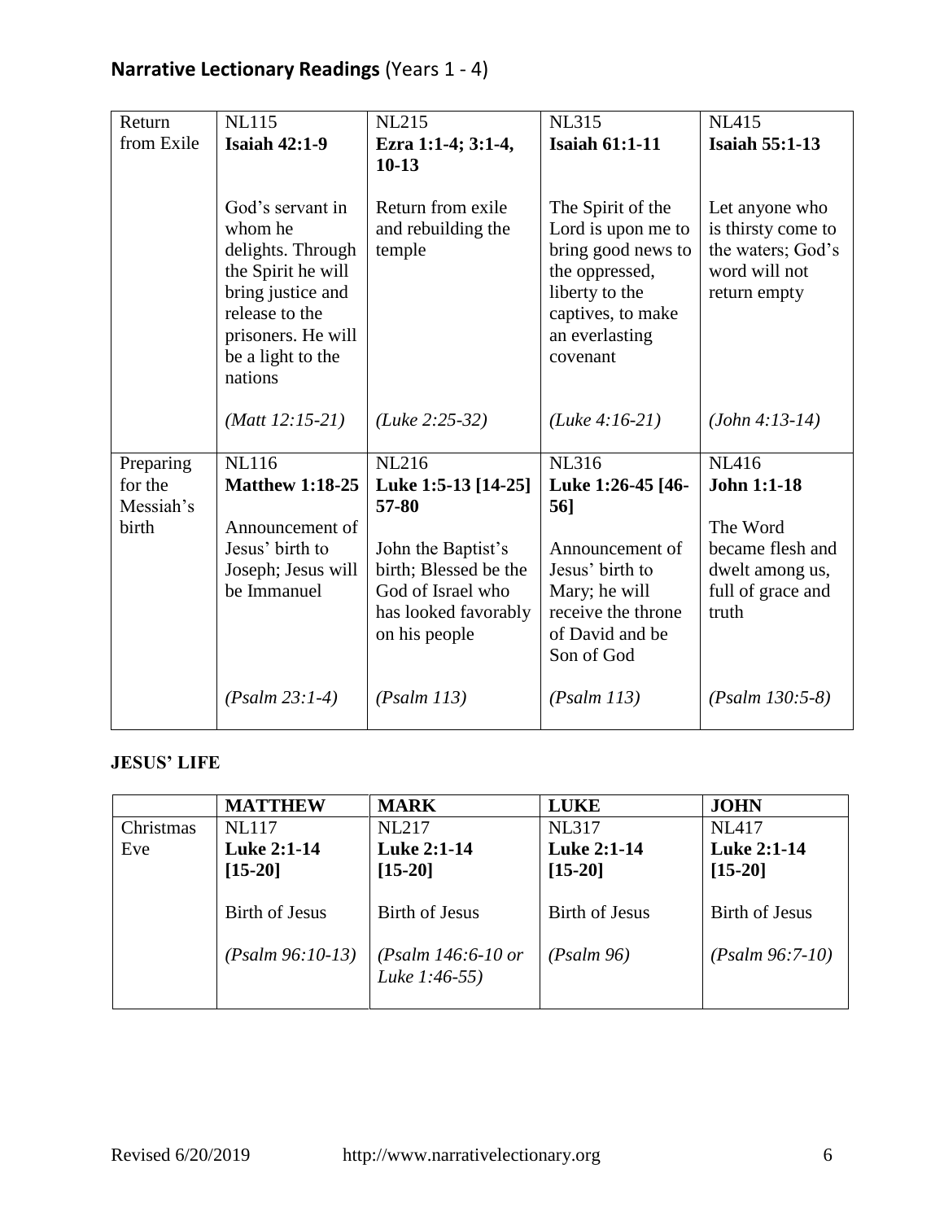## **Narrative Lectionary Readings** (Years 1 - 4)

| | | | | |
|---|---|---|---|---|
| Return from Exile | NL115<br>**Isaiah 42:1-9**<br><br>God's servant in whom he delights. Through the Spirit he will bring justice and release to the prisoners. He will be a light to the nations<br><br>*(Matt 12:15-21)* | NL215<br>**Ezra 1:1-4; 3:1-4, 10-13**<br><br>Return from exile and rebuilding the temple<br><br>*(Luke 2:25-32)* | NL315<br>**Isaiah 61:1-11**<br><br>The Spirit of the Lord is upon me to bring good news to the oppressed, liberty to the captives, to make an everlasting covenant<br><br>*(Luke 4:16-21)* | NL415<br>**Isaiah 55:1-13**<br><br>Let anyone who is thirsty come to the waters; God's word will not return empty<br><br>*(John 4:13-14)* |
| Preparing for the Messiah's birth | NL116<br>**Matthew 1:18-25**<br><br>Announcement of Jesus' birth to Joseph; Jesus will be Immanuel<br><br>*(Psalm 23:1-4)* | NL216<br>**Luke 1:5-13 [14-25] 57-80**<br><br>John the Baptist's birth; Blessed be the God of Israel who has looked favorably on his people<br><br>*(Psalm 113)* | NL316<br>**Luke 1:26-45 [46-56]**<br><br>Announcement of Jesus' birth to Mary; he will receive the throne of David and be Son of God<br><br>*(Psalm 113)* | NL416<br>**John 1:1-18**<br><br>The Word became flesh and dwelt among us, full of grace and truth<br><br>*(Psalm 130:5-8)* |

**JESUS' LIFE**

| | **MATTHEW** | **MARK** | **LUKE** | **JOHN** |
|---|---|---|---|---|
| Christmas Eve | NL117<br>**Luke 2:1-14 [15-20]**<br><br>Birth of Jesus<br><br>*(Psalm 96:10-13)* | NL217<br>**Luke 2:1-14 [15-20]**<br><br>Birth of Jesus<br><br>*(Psalm 146:6-10 or Luke 1:46-55)* | NL317<br>**Luke 2:1-14 [15-20]**<br><br>Birth of Jesus<br><br>*(Psalm 96)* | NL417<br>**Luke 2:1-14 [15-20]**<br><br>Birth of Jesus<br><br>*(Psalm 96:7-10)* |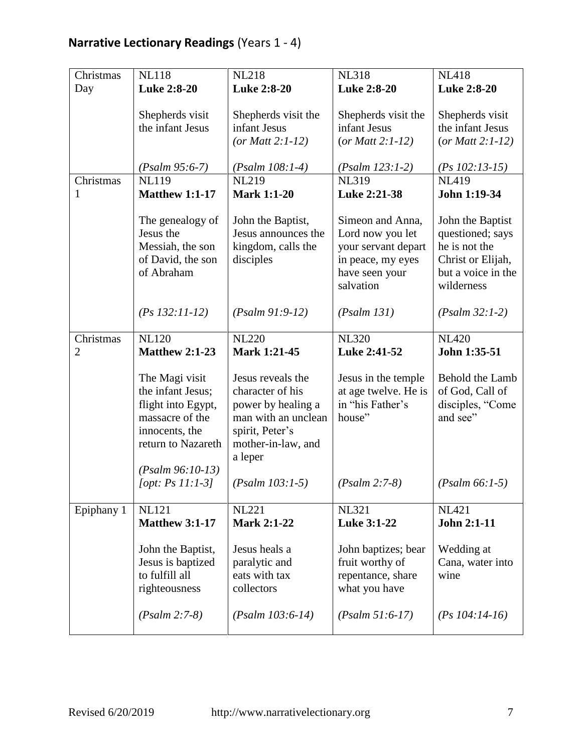**Narrative Lectionary Readings** (Years 1 - 4)

| | | | | |
|---|---|---|---|---|
| Christmas Day | NL118<br>**Luke 2:8-20**<br><br>Shepherds visit the infant Jesus<br><br>*(Psalm 95:6-7)* | NL218<br>**Luke 2:8-20**<br><br>Shepherds visit the infant Jesus<br>*(or Matt 2:1-12)*<br><br>*(Psalm 108:1-4)* | NL318<br>**Luke 2:8-20**<br><br>Shepherds visit the infant Jesus<br>(*or Matt 2:1-12)*<br><br>*(Psalm 123:1-2)* | NL418<br>**Luke 2:8-20**<br><br>Shepherds visit the infant Jesus<br>(*or Matt 2:1-12)*<br><br>*(Ps 102:13-15)* |
| Christmas 1 | NL119<br>**Matthew 1:1-17**<br><br>The genealogy of Jesus the Messiah, the son of David, the son of Abraham<br><br>*(Ps 132:11-12)* | NL219<br>**Mark 1:1-20**<br><br>John the Baptist, Jesus announces the kingdom, calls the disciples<br><br>*(Psalm 91:9-12)* | NL319<br>**Luke 2:21-38**<br><br>Simeon and Anna, Lord now you let your servant depart in peace, my eyes have seen your salvation<br><br>*(Psalm 131)* | NL419<br>**John 1:19-34**<br><br>John the Baptist questioned; says he is not the Christ or Elijah, but a voice in the wilderness<br><br>*(Psalm 32:1-2)* |
| Christmas 2 | NL120<br>**Matthew 2:1-23**<br><br>The Magi visit the infant Jesus; flight into Egypt, massacre of the innocents, the return to Nazareth<br><br>*(Psalm 96:10-13)*<br>*[opt: Ps 11:1-3]* | NL220<br>**Mark 1:21-45**<br><br>Jesus reveals the character of his power by healing a man with an unclean spirit, Peter's mother-in-law, and a leper<br><br>*(Psalm 103:1-5)* | NL320<br>**Luke 2:41-52**<br><br>Jesus in the temple at age twelve. He is in "his Father's house"<br><br>*(Psalm 2:7-8)* | NL420<br>**John 1:35-51**<br><br>Behold the Lamb of God, Call of disciples, "Come and see"<br><br>*(Psalm 66:1-5)* |
| Epiphany 1 | NL121<br>**Matthew 3:1-17**<br><br>John the Baptist, Jesus is baptized to fulfill all righteousness<br><br>*(Psalm 2:7-8)* | NL221<br>**Mark 2:1-22**<br><br>Jesus heals a paralytic and eats with tax collectors<br><br>*(Psalm 103:6-14)* | NL321<br>**Luke 3:1-22**<br><br>John baptizes; bear fruit worthy of repentance, share what you have<br><br>*(Psalm 51:6-17)* | NL421<br>**John 2:1-11**<br><br>Wedding at Cana, water into wine<br><br>*(Ps 104:14-16)* |

Revised 6/20/2019 http://www.narrativelectionary.org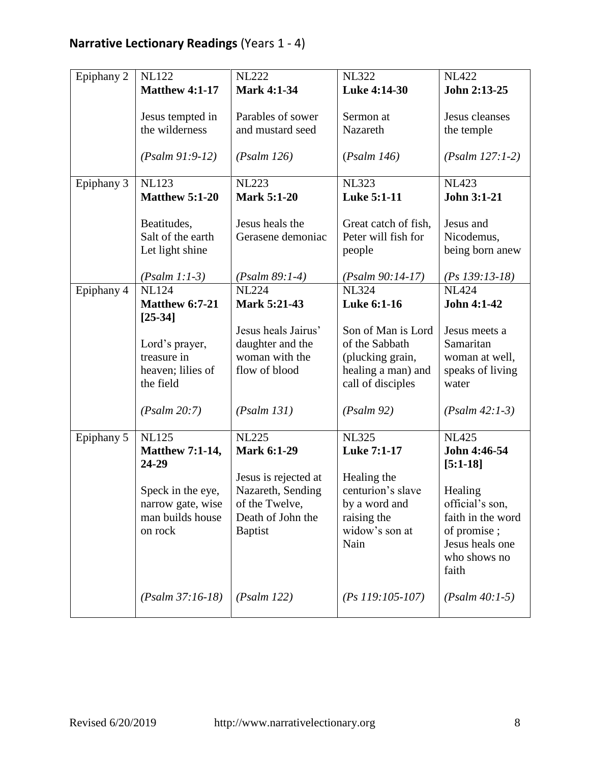**Narrative Lectionary Readings** (Years 1 - 4)

| | | | | |
|---|---|---|---|---|
| Epiphany 2 | NL122<br>**Matthew 4:1-17**<br><br>Jesus tempted in the wilderness<br><br>*(Psalm 91:9-12)* | NL222<br>**Mark 4:1-34**<br><br>Parables of sower and mustard seed<br><br>*(Psalm 126)* | NL322<br>**Luke 4:14-30**<br><br>Sermon at Nazareth<br><br>(*Psalm 146)* | NL422<br>**John 2:13-25**<br><br>Jesus cleanses the temple<br><br>*(Psalm 127:1-2)* |
| Epiphany 3 | NL123<br>**Matthew 5:1-20**<br><br>Beatitudes, Salt of the earth Let light shine<br><br>*(Psalm 1:1-3)* | NL223<br>**Mark 5:1-20**<br><br>Jesus heals the Gerasene demoniac<br><br>*(Psalm 89:1-4)* | NL323<br>**Luke 5:1-11**<br><br>Great catch of fish, Peter will fish for people<br><br>*(Psalm 90:14-17)* | NL423<br>**John 3:1-21**<br><br>Jesus and Nicodemus, being born anew<br><br>*(Ps 139:13-18)* |
| Epiphany 4 | NL124<br>**Matthew 6:7-21 [25-34]**<br><br>Lord's prayer, treasure in heaven; lilies of the field<br><br>*(Psalm 20:7)* | NL224<br>**Mark 5:21-43**<br><br>Jesus heals Jairus' daughter and the woman with the flow of blood<br><br>*(Psalm 131)* | NL324<br>**Luke 6:1-16**<br><br>Son of Man is Lord of the Sabbath (plucking grain, healing a man) and call of disciples<br><br>*(Psalm 92)* | NL424<br>**John 4:1-42**<br><br>Jesus meets a Samaritan woman at well, speaks of living water<br><br>*(Psalm 42:1-3)* |
| Epiphany 5 | NL125<br>**Matthew 7:1-14, 24-29**<br><br>Speck in the eye, narrow gate, wise man builds house on rock<br><br>*(Psalm 37:16-18)* | NL225<br>**Mark 6:1-29**<br><br>Jesus is rejected at Nazareth, Sending of the Twelve, Death of John the Baptist<br><br>*(Psalm 122)* | NL325<br>**Luke 7:1-17**<br><br>Healing the centurion's slave by a word and raising the widow's son at Nain<br><br>*(Ps 119:105-107)* | NL425<br>**John 4:46-54 [5:1-18]**<br><br>Healing official's son, faith in the word of promise ; Jesus heals one who shows no faith<br><br>*(Psalm 40:1-5)* |

Revised 6/20/2019 http://www.narrativelectionary.org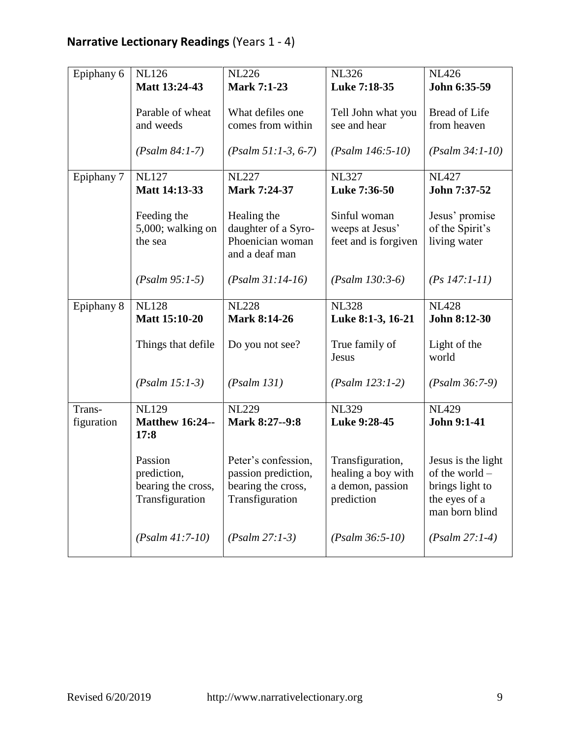## **Narrative Lectionary Readings** (Years 1 - 4)

| | | | | |
|---|---|---|---|---|
| Epiphany 6 | NL126<br>**Matt 13:24-43**<br><br>Parable of wheat and weeds<br><br>*(Psalm 84:1-7)* | NL226<br>**Mark 7:1-23**<br><br>What defiles one comes from within<br><br>*(Psalm 51:1-3, 6-7)* | NL326<br>**Luke 7:18-35**<br><br>Tell John what you see and hear<br><br>*(Psalm 146:5-10)* | NL426<br>**John 6:35-59**<br><br>Bread of Life from heaven<br><br>*(Psalm 34:1-10)* |
| Epiphany 7 | NL127<br>**Matt 14:13-33**<br><br>Feeding the 5,000; walking on the sea<br><br>*(Psalm 95:1-5)* | NL227<br>**Mark 7:24-37**<br><br>Healing the daughter of a Syro-Phoenician woman and a deaf man<br><br>*(Psalm 31:14-16)* | NL327<br>**Luke 7:36-50**<br><br>Sinful woman weeps at Jesus' feet and is forgiven<br><br>*(Psalm 130:3-6)* | NL427<br>**John 7:37-52**<br><br>Jesus' promise of the Spirit's living water<br><br>*(Ps 147:1-11)* |
| Epiphany 8 | NL128<br>**Matt 15:10-20**<br><br>Things that defile<br><br>*(Psalm 15:1-3)* | NL228<br>**Mark 8:14-26**<br><br>Do you not see?<br><br>*(Psalm 131)* | NL328<br>**Luke 8:1-3, 16-21**<br><br>True family of Jesus<br><br>*(Psalm 123:1-2)* | NL428<br>**John 8:12-30**<br><br>Light of the world<br><br>*(Psalm 36:7-9)* |
| Trans-figuration | NL129<br>**Matthew 16:24--17:8**<br><br>Passion prediction, bearing the cross, Transfiguration<br><br>*(Psalm 41:7-10)* | NL229<br>**Mark 8:27--9:8**<br><br>Peter's confession, passion prediction, bearing the cross, Transfiguration<br><br>*(Psalm 27:1-3)* | NL329<br>**Luke 9:28-45**<br><br>Transfiguration, healing a boy with a demon, passion prediction<br><br>*(Psalm 36:5-10)* | NL429<br>**John 9:1-41**<br><br>Jesus is the light of the world – brings light to the eyes of a man born blind<br><br>*(Psalm 27:1-4)* |

Revised 6/20/2019 http://www.narrativelectionary.org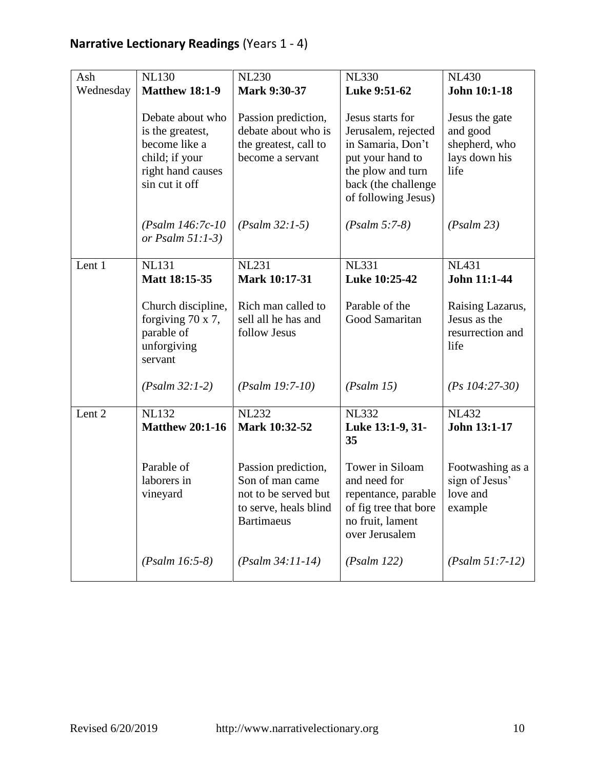**Narrative Lectionary Readings** (Years 1 - 4)

| | | | | |
|---|---|---|---|---|
| Ash Wednesday | NL130<br>**Matthew 18:1-9**<br><br>Debate about who is the greatest, become like a child; if your right hand causes sin cut it off<br><br>*(Psalm 146:7c-10 or Psalm 51:1-3)* | NL230<br>**Mark 9:30-37**<br><br>Passion prediction, debate about who is the greatest, call to become a servant<br><br>*(Psalm 32:1-5)* | NL330<br>**Luke 9:51-62**<br><br>Jesus starts for Jerusalem, rejected in Samaria, Don't put your hand to the plow and turn back (the challenge of following Jesus)<br><br>*(Psalm 5:7-8)* | NL430<br>**John 10:1-18**<br><br>Jesus the gate and good shepherd, who lays down his life<br><br>*(Psalm 23)* |
| Lent 1 | NL131<br>**Matt 18:15-35**<br><br>Church discipline, forgiving 70 x 7, parable of unforgiving servant<br><br>*(Psalm 32:1-2)* | NL231<br>**Mark 10:17-31**<br><br>Rich man called to sell all he has and follow Jesus<br><br>*(Psalm 19:7-10)* | NL331<br>**Luke 10:25-42**<br><br>Parable of the Good Samaritan<br><br>*(Psalm 15)* | NL431<br>**John 11:1-44**<br><br>Raising Lazarus, Jesus as the resurrection and life<br><br>*(Ps 104:27-30)* |
| Lent 2 | NL132<br>**Matthew 20:1-16**<br><br>Parable of laborers in vineyard<br><br>*(Psalm 16:5-8)* | NL232<br>**Mark 10:32-52**<br><br>Passion prediction, Son of man came not to be served but to serve, heals blind Bartimaeus<br><br>*(Psalm 34:11-14)* | NL332<br>**Luke 13:1-9, 31-35**<br><br>Tower in Siloam and need for repentance, parable of fig tree that bore no fruit, lament over Jerusalem<br><br>*(Psalm 122)* | NL432<br>**John 13:1-17**<br><br>Footwashing as a sign of Jesus' love and example<br><br>*(Psalm 51:7-12)* |

Revised 6/20/2019 http://www.narrativelectionary.org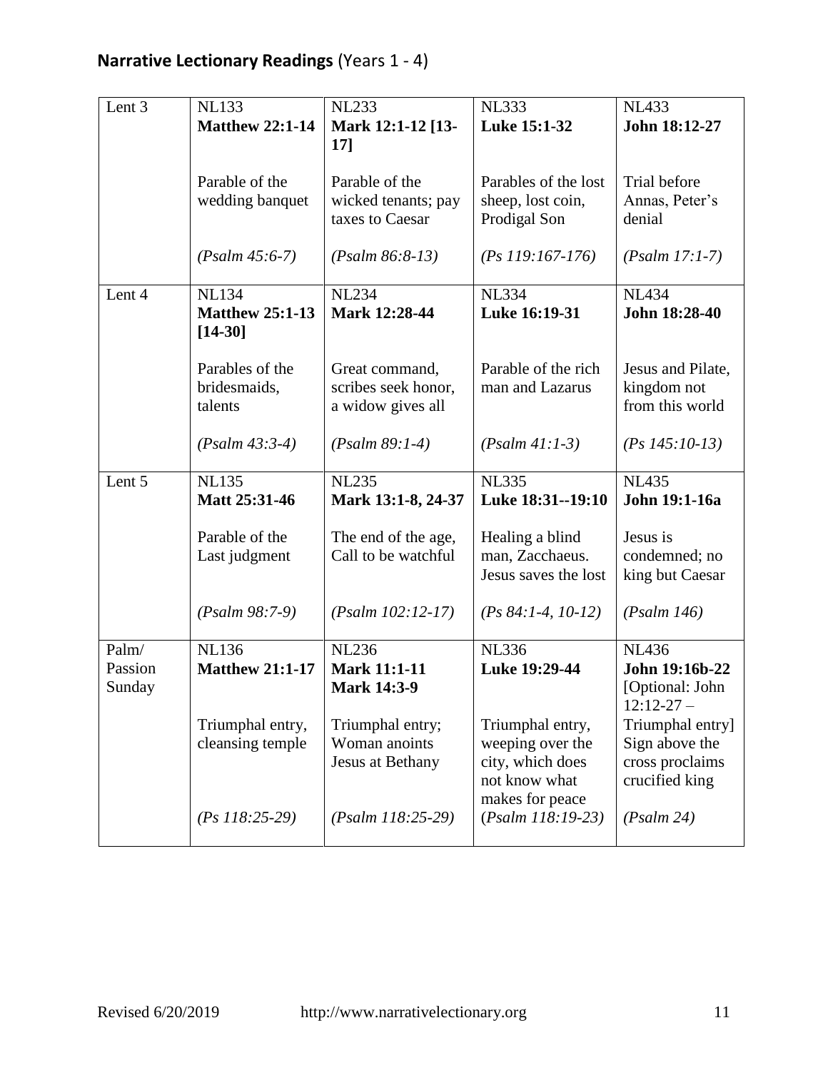## **Narrative Lectionary Readings** (Years 1 - 4)

| | | | | |
|---|---|---|---|---|
| Lent 3 | NL133<br>**Matthew 22:1-14**<br><br>Parable of the wedding banquet<br><br>*(Psalm 45:6-7)* | NL233<br>**Mark 12:1-12 [13-17]**<br><br>Parable of the wicked tenants; pay taxes to Caesar<br><br>*(Psalm 86:8-13)* | NL333<br>**Luke 15:1-32**<br><br>Parables of the lost sheep, lost coin, Prodigal Son<br><br>*(Ps 119:167-176)* | NL433<br>**John 18:12-27**<br><br>Trial before Annas, Peter's denial<br><br>*(Psalm 17:1-7)* |
| Lent 4 | NL134<br>**Matthew 25:1-13 [14-30]**<br><br>Parables of the bridesmaids, talents<br><br>*(Psalm 43:3-4)* | NL234<br>**Mark 12:28-44**<br><br>Great command, scribes seek honor, a widow gives all<br><br>*(Psalm 89:1-4)* | NL334<br>**Luke 16:19-31**<br><br>Parable of the rich man and Lazarus<br><br>*(Psalm 41:1-3)* | NL434<br>**John 18:28-40**<br><br>Jesus and Pilate, kingdom not from this world<br><br>*(Ps 145:10-13)* |
| Lent 5 | NL135<br>**Matt 25:31-46**<br><br>Parable of the Last judgment<br><br>*(Psalm 98:7-9)* | NL235<br>**Mark 13:1-8, 24-37**<br><br>The end of the age, Call to be watchful<br><br>*(Psalm 102:12-17)* | NL335<br>**Luke 18:31--19:10**<br><br>Healing a blind man, Zacchaeus. Jesus saves the lost<br><br>*(Ps 84:1-4, 10-12)* | NL435<br>**John 19:1-16a**<br><br>Jesus is condemned; no king but Caesar<br><br>*(Psalm 146)* |
| Palm/ Passion Sunday | NL136<br>**Matthew 21:1-17**<br><br>Triumphal entry, cleansing temple<br><br>*(Ps 118:25-29)* | NL236<br>**Mark 11:1-11**<br>**Mark 14:3-9**<br><br>Triumphal entry; Woman anoints Jesus at Bethany<br><br>*(Psalm 118:25-29)* | NL336<br>**Luke 19:29-44**<br><br>Triumphal entry, weeping over the city, which does not know what makes for peace<br><br>(*Psalm 118:19-23)* | NL436<br>**John 19:16b-22**<br>[Optional: John 12:12-27 – Triumphal entry]<br>Sign above the cross proclaims crucified king<br><br>*(Psalm 24)* |

Revised 6/20/2019 http://www.narrativelectionary.org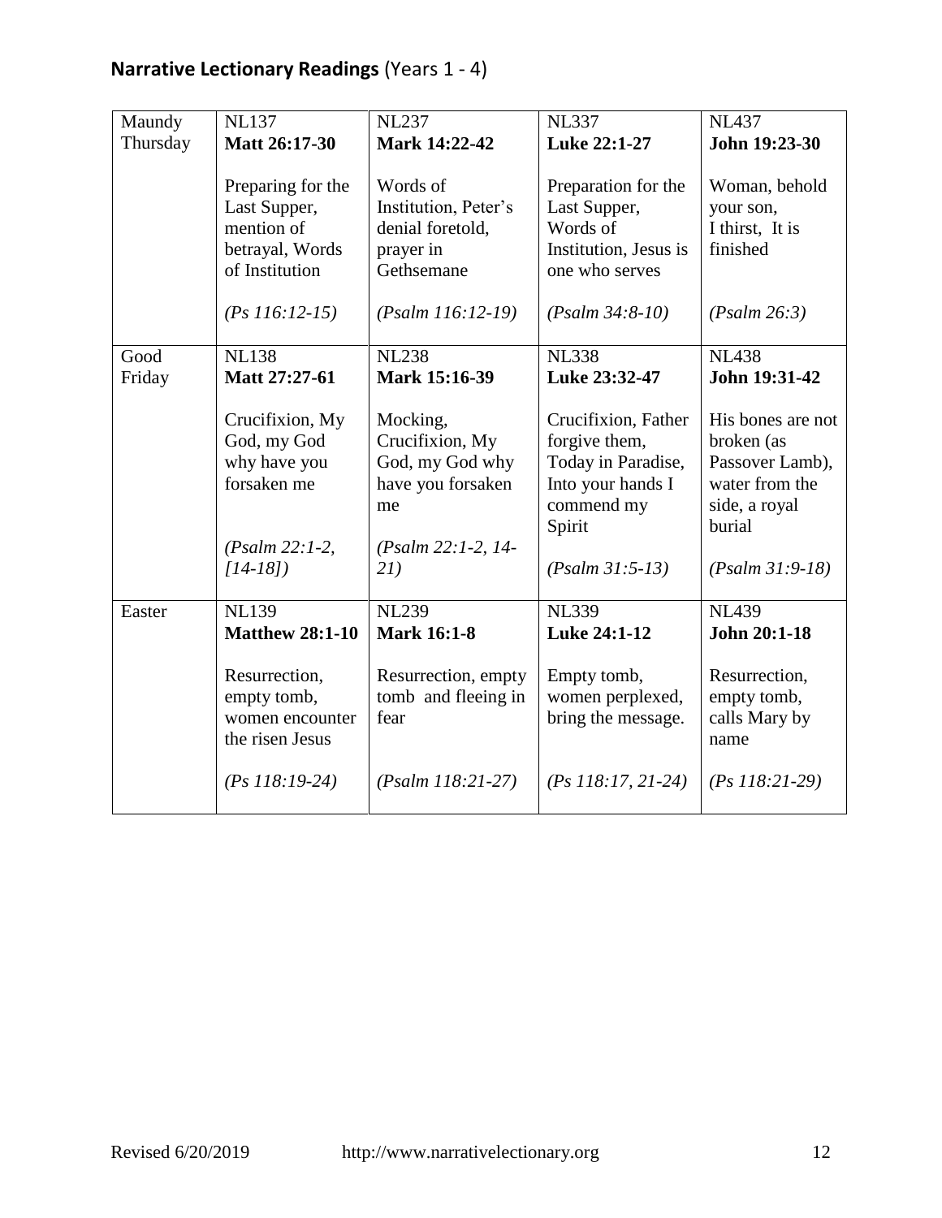**Narrative Lectionary Readings** (Years 1 - 4)

| | | | | |
|---|---|---|---|---|
| Maundy Thursday | NL137<br>**Matt 26:17-30**<br><br>Preparing for the Last Supper, mention of betrayal, Words of Institution<br><br>*(Ps 116:12-15)* | NL237<br>**Mark 14:22-42**<br><br>Words of Institution, Peter's denial foretold, prayer in Gethsemane<br><br>*(Psalm 116:12-19)* | NL337<br>**Luke 22:1-27**<br><br>Preparation for the Last Supper, Words of Institution, Jesus is one who serves<br><br>*(Psalm 34:8-10)* | NL437<br>**John 19:23-30**<br><br>Woman, behold your son, I thirst, It is finished<br><br>*(Psalm 26:3)* |
| Good Friday | NL138<br>**Matt 27:27-61**<br><br>Crucifixion, My God, my God why have you forsaken me<br><br>*(Psalm 22:1-2, [14-18])* | NL238<br>**Mark 15:16-39**<br><br>Mocking, Crucifixion, My God, my God why have you forsaken me<br><br>*(Psalm 22:1-2, 14-21)* | NL338<br>**Luke 23:32-47**<br><br>Crucifixion, Father forgive them, Today in Paradise, Into your hands I commend my Spirit<br><br>*(Psalm 31:5-13)* | NL438<br>**John 19:31-42**<br><br>His bones are not broken (as Passover Lamb), water from the side, a royal burial<br><br>*(Psalm 31:9-18)* |
| Easter | NL139<br>**Matthew 28:1-10**<br><br>Resurrection, empty tomb, women encounter the risen Jesus<br><br>*(Ps 118:19-24)* | NL239<br>**Mark 16:1-8**<br><br>Resurrection, empty tomb and fleeing in fear<br><br>*(Psalm 118:21-27)* | NL339<br>**Luke 24:1-12**<br><br>Empty tomb, women perplexed, bring the message.<br><br>*(Ps 118:17, 21-24)* | NL439<br>**John 20:1-18**<br><br>Resurrection, empty tomb, calls Mary by name<br><br>*(Ps 118:21-29)* |

Revised 6/20/2019 http://www.narrativelectionary.org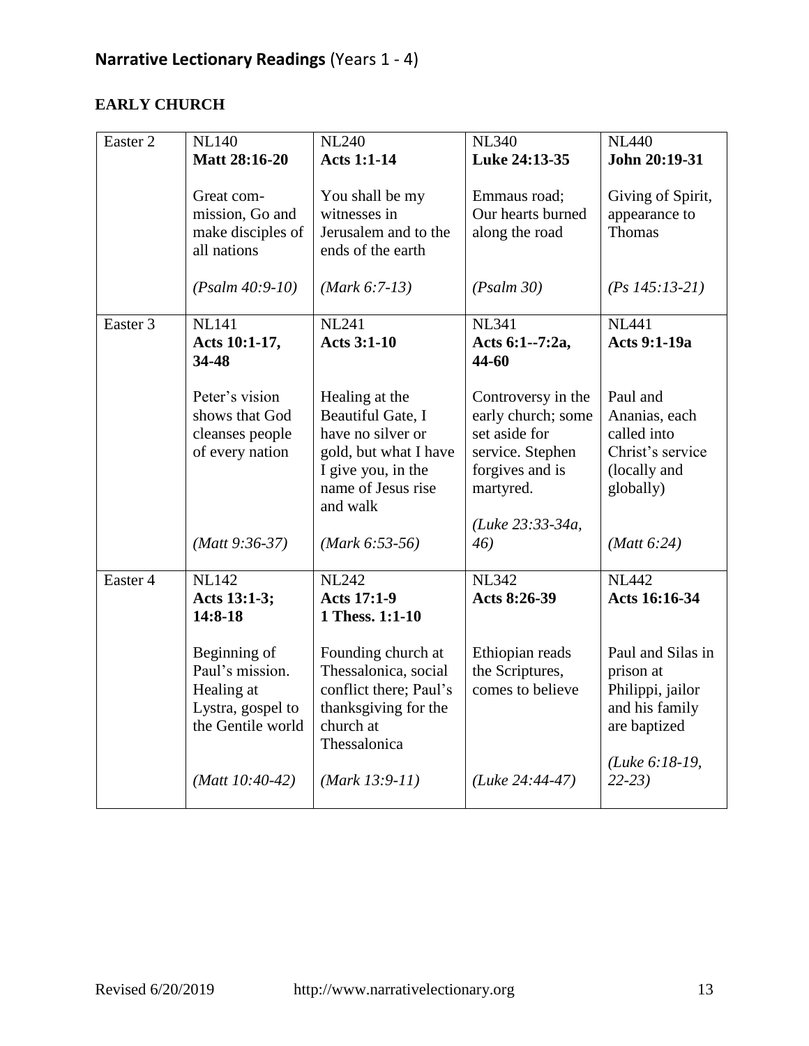# **Narrative Lectionary Readings** (Years 1 - 4)

## EARLY CHURCH

| | | | | |
|---|---|---|---|---|
| Easter 2 | NL140<br>**Matt 28:16-20**<br><br>Great com-mission, Go and make disciples of all nations<br><br>*(Psalm 40:9-10)* | NL240<br>**Acts 1:1-14**<br><br>You shall be my witnesses in Jerusalem and to the ends of the earth<br><br>*(Mark 6:7-13)* | NL340<br>**Luke 24:13-35**<br><br>Emmaus road; Our hearts burned along the road<br><br>*(Psalm 30)* | NL440<br>**John 20:19-31**<br><br>Giving of Spirit, appearance to Thomas<br><br>*(Ps 145:13-21)* |
| Easter 3 | NL141<br>**Acts 10:1-17, 34-48**<br><br>Peter's vision shows that God cleanses people of every nation<br><br>*(Matt 9:36-37)* | NL241<br>**Acts 3:1-10**<br><br>Healing at the Beautiful Gate, I have no silver or gold, but what I have I give you, in the name of Jesus rise and walk<br><br>*(Mark 6:53-56)* | NL341<br>**Acts 6:1--7:2a, 44-60**<br><br>Controversy in the early church; some set aside for service. Stephen forgives and is martyred.<br><br>*(Luke 23:33-34a, 46)* | NL441<br>**Acts 9:1-19a**<br><br>Paul and Ananias, each called into Christ's service (locally and globally)<br><br>*(Matt 6:24)* |
| Easter 4 | NL142<br>**Acts 13:1-3; 14:8-18**<br><br>Beginning of Paul's mission. Healing at Lystra, gospel to the Gentile world<br><br>*(Matt 10:40-42)* | NL242<br>**Acts 17:1-9**<br>**1 Thess. 1:1-10**<br><br>Founding church at Thessalonica, social conflict there; Paul's thanksgiving for the church at Thessalonica<br><br>*(Mark 13:9-11)* | NL342<br>**Acts 8:26-39**<br><br>Ethiopian reads the Scriptures, comes to believe<br><br>*(Luke 24:44-47)* | NL442<br>**Acts 16:16-34**<br><br>Paul and Silas in prison at Philippi, jailor and his family are baptized<br><br>*(Luke 6:18-19, 22-23)* |

Revised 6/20/2019 http://www.narrativelectionary.org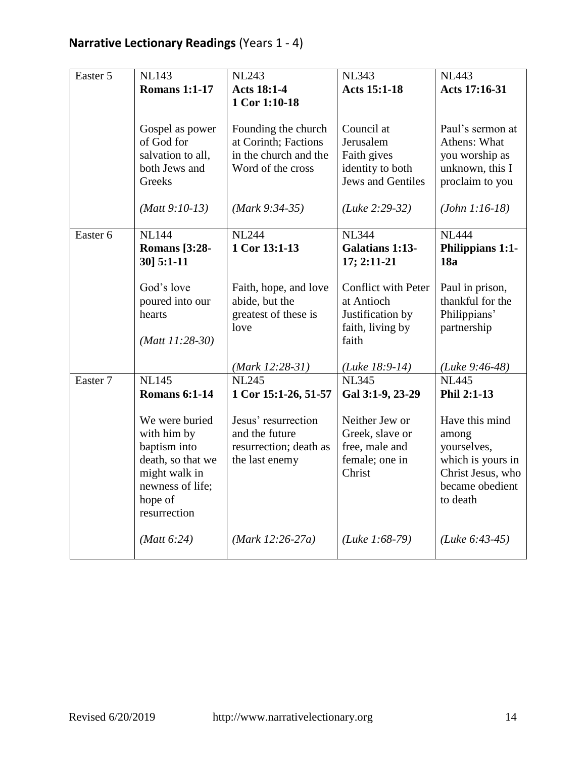## **Narrative Lectionary Readings** (Years 1 - 4)

| | | | | |
|---|---|---|---|---|
| Easter 5 | NL143<br>**Romans 1:1-17**<br><br>Gospel as power of God for salvation to all, both Jews and Greeks<br><br>*(Matt 9:10-13)* | NL243<br>**Acts 18:1-4**<br>**1 Cor 1:10-18**<br><br>Founding the church at Corinth; Factions in the church and the Word of the cross<br><br>*(Mark 9:34-35)* | NL343<br>**Acts 15:1-18**<br><br>Council at Jerusalem<br>Faith gives identity to both Jews and Gentiles<br><br>*(Luke 2:29-32)* | NL443<br>**Acts 17:16-31**<br><br>Paul's sermon at Athens: What you worship as unknown, this I proclaim to you<br><br>*(John 1:16-18)* |
| Easter 6 | NL144<br>**Romans [3:28-30] 5:1-11**<br><br>God's love poured into our hearts<br><br>*(Matt 11:28-30)* | NL244<br>**1 Cor 13:1-13**<br><br>Faith, hope, and love abide, but the greatest of these is love<br><br>*(Mark 12:28-31)* | NL344<br>**Galatians 1:13-17; 2:11-21**<br><br>Conflict with Peter at Antioch<br>Justification by faith, living by faith<br><br>*(Luke 18:9-14)* | NL444<br>**Philippians 1:1-18a**<br><br>Paul in prison, thankful for the Philippians' partnership<br><br>*(Luke 9:46-48)* |
| Easter 7 | NL145<br>**Romans 6:1-14**<br><br>We were buried with him by baptism into death, so that we might walk in newness of life; hope of resurrection<br><br>*(Matt 6:24)* | NL245<br>**1 Cor 15:1-26, 51-57**<br><br>Jesus' resurrection and the future resurrection; death as the last enemy<br><br>*(Mark 12:26-27a)* | NL345<br>**Gal 3:1-9, 23-29**<br><br>Neither Jew or Greek, slave or free, male and female; one in Christ<br><br>*(Luke 1:68-79)* | NL445<br>**Phil 2:1-13**<br><br>Have this mind among yourselves, which is yours in Christ Jesus, who became obedient to death<br><br>*(Luke 6:43-45)* |

Revised 6/20/2019 http://www.narrativelectionary.org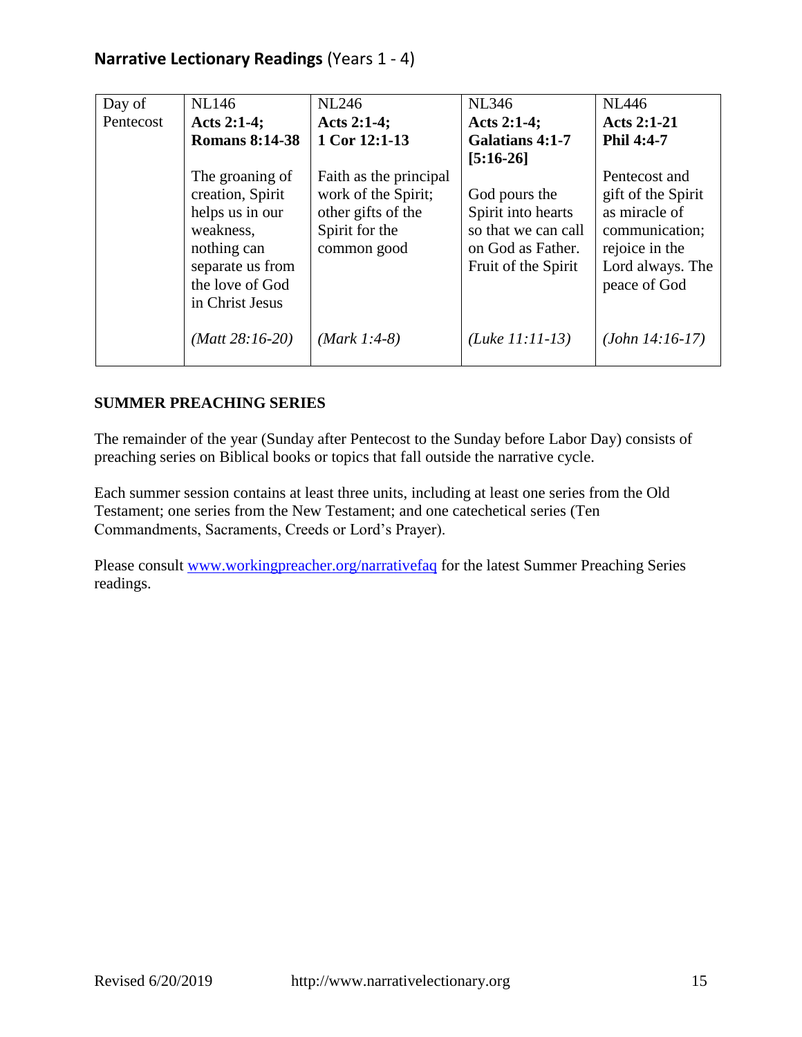| | | | | |
|---|---|---|---|---|
| Day of Pentecost | NL146<br>**Acts 2:1-4;**<br>**Romans 8:14-38**<br><br>The groaning of creation, Spirit helps us in our weakness, nothing can separate us from the love of God in Christ Jesus<br><br>*(Matt 28:16-20)* | NL246<br>**Acts 2:1-4;**<br>**1 Cor 12:1-13**<br><br>Faith as the principal work of the Spirit; other gifts of the Spirit for the common good<br><br>*(Mark 1:4-8)* | NL346<br>**Acts 2:1-4;**<br>**Galatians 4:1-7 [5:16-26]**<br><br>God pours the Spirit into hearts so that we can call on God as Father. Fruit of the Spirit<br><br>*(Luke 11:11-13)* | NL446<br>**Acts 2:1-21**<br>**Phil 4:4-7**<br><br>Pentecost and gift of the Spirit as miracle of communication; rejoice in the Lord always. The peace of God<br><br>*(John 14:16-17)* |

**SUMMER PREACHING SERIES**

The remainder of the year (Sunday after Pentecost to the Sunday before Labor Day) consists of preaching series on Biblical books or topics that fall outside the narrative cycle.

Each summer session contains at least three units, including at least one series from the Old Testament; one series from the New Testament; and one catechetical series (Ten Commandments, Sacraments, Creeds or Lord's Prayer).

Please consult www.workingpreacher.org/narrativefaq for the latest Summer Preaching Series readings.